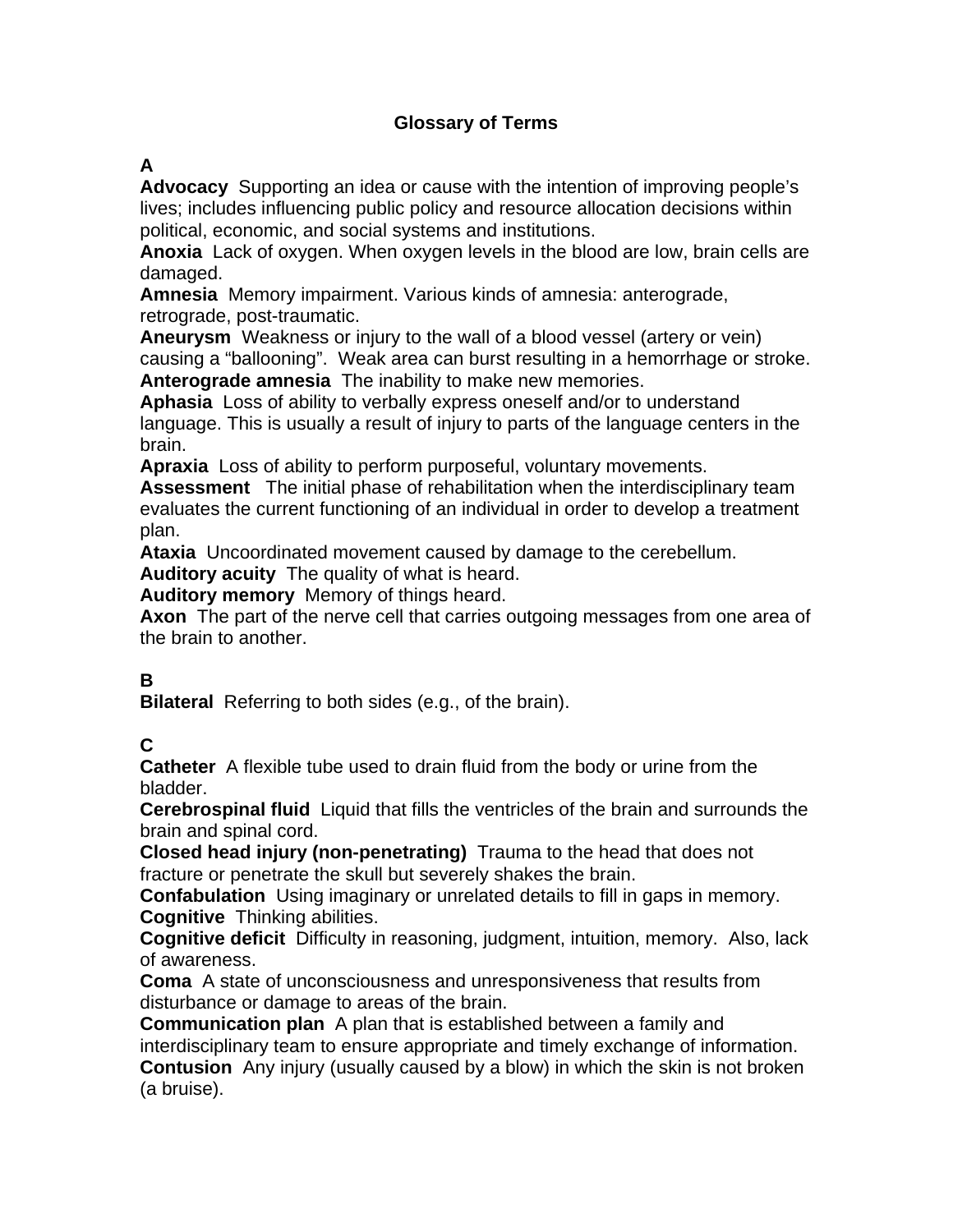# Glossary of Terms

**A**

**Advocacy** Supporting an idea or cause with the intention of improving people's lives; includes influencing public policy and resource allocation decisions within political, economic, and social systems and institutions.

**Anoxia** Lack of oxygen. When oxygen levels in the blood are low, brain cells are damaged.

**Amnesia** Memory impairment. Various kinds of amnesia: anterograde, retrograde, post-traumatic.

**Aneurysm** Weakness or injury to the wall of a blood vessel (artery or vein) causing a "ballooning". Weak area can burst resulting in a hemorrhage or stroke.

**Anterograde amnesia** The inability to make new memories.

**Aphasia** Loss of ability to verbally express oneself and/or to understand language. This is usually a result of injury to parts of the language centers in the brain.

**Apraxia** Loss of ability to perform purposeful, voluntary movements.

**Assessment** The initial phase of rehabilitation when the interdisciplinary team evaluates the current functioning of an individual in order to develop a treatment plan.

**Ataxia** Uncoordinated movement caused by damage to the cerebellum.

**Auditory acuity** The quality of what is heard.

**Auditory memory** Memory of things heard.

**Axon** The part of the nerve cell that carries outgoing messages from one area of the brain to another.

**B**

**Bilateral** Referring to both sides (e.g., of the brain).

**C**

**Catheter** A flexible tube used to drain fluid from the body or urine from the bladder.

**Cerebrospinal fluid** Liquid that fills the ventricles of the brain and surrounds the brain and spinal cord.

**Closed head injury (non-penetrating)** Trauma to the head that does not fracture or penetrate the skull but severely shakes the brain.

**Confabulation** Using imaginary or unrelated details to fill in gaps in memory.

**Cognitive** Thinking abilities.

**Cognitive deficit** Difficulty in reasoning, judgment, intuition, memory. Also, lack of awareness.

**Coma** A state of unconsciousness and unresponsiveness that results from disturbance or damage to areas of the brain.

**Communication plan** A plan that is established between a family and interdisciplinary team to ensure appropriate and timely exchange of information.

**Contusion** Any injury (usually caused by a blow) in which the skin is not broken (a bruise).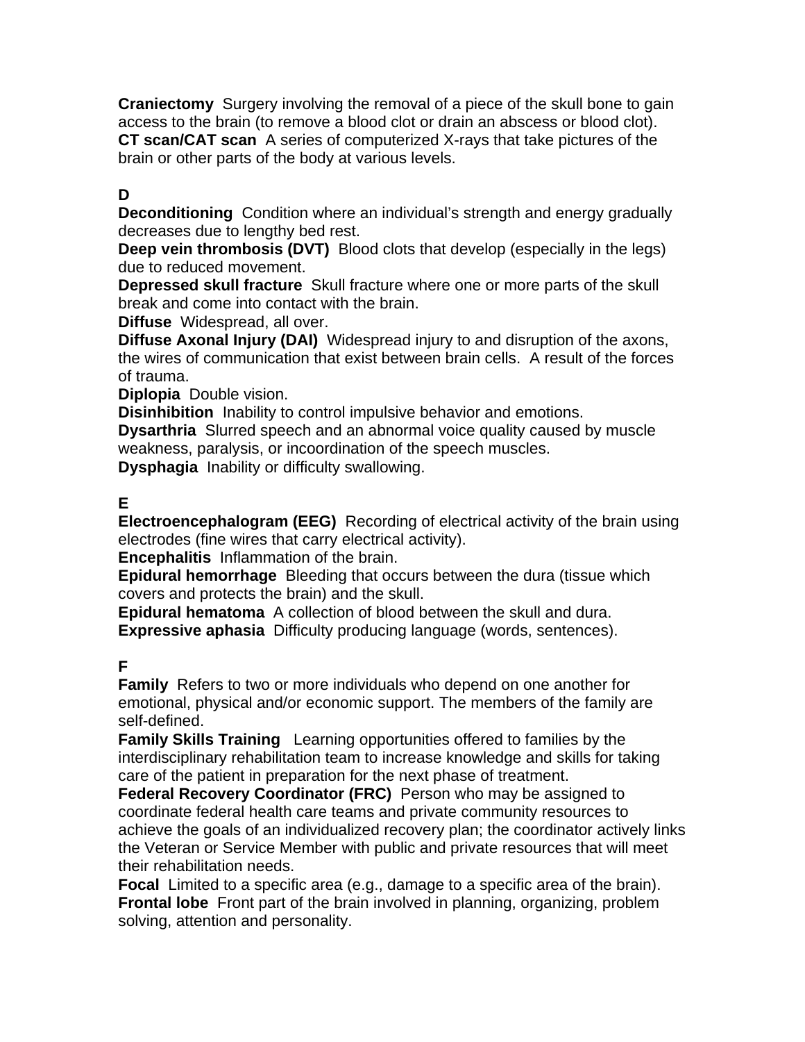**Craniectomy** Surgery involving the removal of a piece of the skull bone to gain access to the brain (to remove a blood clot or drain an abscess or blood clot).
**CT scan/CAT scan** A series of computerized X-rays that take pictures of the brain or other parts of the body at various levels.

**D**
**Deconditioning** Condition where an individual's strength and energy gradually decreases due to lengthy bed rest.
**Deep vein thrombosis (DVT)** Blood clots that develop (especially in the legs) due to reduced movement.
**Depressed skull fracture** Skull fracture where one or more parts of the skull break and come into contact with the brain.
**Diffuse** Widespread, all over.
**Diffuse Axonal Injury (DAI)** Widespread injury to and disruption of the axons, the wires of communication that exist between brain cells. A result of the forces of trauma.
**Diplopia** Double vision.
**Disinhibition** Inability to control impulsive behavior and emotions.
**Dysarthria** Slurred speech and an abnormal voice quality caused by muscle weakness, paralysis, or incoordination of the speech muscles.
**Dysphagia** Inability or difficulty swallowing.

**E**
**Electroencephalogram (EEG)** Recording of electrical activity of the brain using electrodes (fine wires that carry electrical activity).
**Encephalitis** Inflammation of the brain.
**Epidural hemorrhage** Bleeding that occurs between the dura (tissue which covers and protects the brain) and the skull.
**Epidural hematoma** A collection of blood between the skull and dura.
**Expressive aphasia** Difficulty producing language (words, sentences).

**F**
**Family** Refers to two or more individuals who depend on one another for emotional, physical and/or economic support. The members of the family are self-defined.
**Family Skills Training** Learning opportunities offered to families by the interdisciplinary rehabilitation team to increase knowledge and skills for taking care of the patient in preparation for the next phase of treatment.
**Federal Recovery Coordinator (FRC)** Person who may be assigned to coordinate federal health care teams and private community resources to achieve the goals of an individualized recovery plan; the coordinator actively links the Veteran or Service Member with public and private resources that will meet their rehabilitation needs.
**Focal** Limited to a specific area (e.g., damage to a specific area of the brain).
**Frontal lobe** Front part of the brain involved in planning, organizing, problem solving, attention and personality.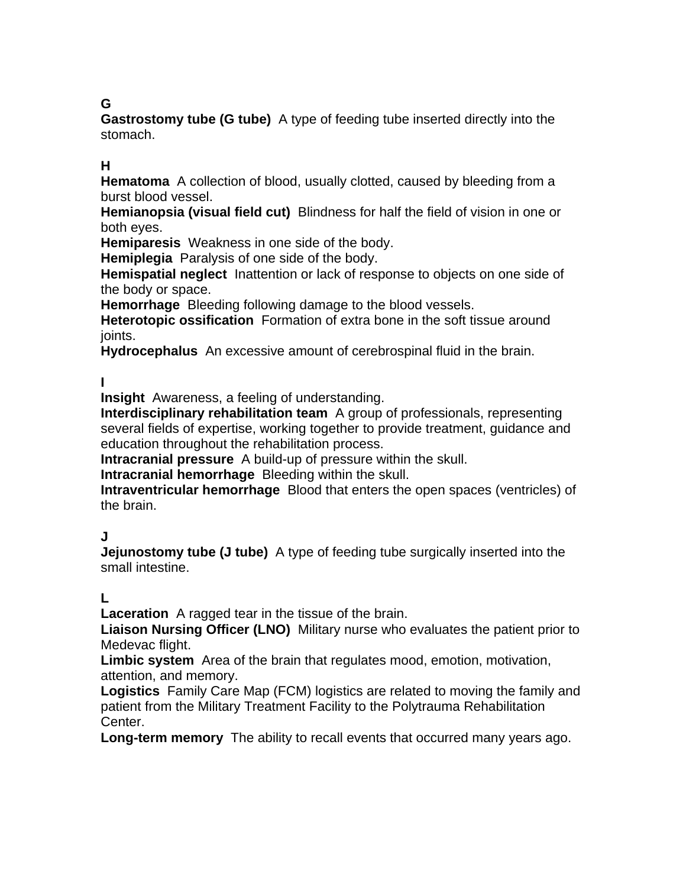**G**

**Gastrostomy tube (G tube)** A type of feeding tube inserted directly into the stomach.

**H**

**Hematoma** A collection of blood, usually clotted, caused by bleeding from a burst blood vessel.
**Hemianopsia (visual field cut)** Blindness for half the field of vision in one or both eyes.
**Hemiparesis** Weakness in one side of the body.
**Hemiplegia** Paralysis of one side of the body.
**Hemispatial neglect** Inattention or lack of response to objects on one side of the body or space.
**Hemorrhage** Bleeding following damage to the blood vessels.
**Heterotopic ossification** Formation of extra bone in the soft tissue around joints.
**Hydrocephalus** An excessive amount of cerebrospinal fluid in the brain.

**I**

**Insight** Awareness, a feeling of understanding.
**Interdisciplinary rehabilitation team** A group of professionals, representing several fields of expertise, working together to provide treatment, guidance and education throughout the rehabilitation process.
**Intracranial pressure** A build-up of pressure within the skull.
**Intracranial hemorrhage** Bleeding within the skull.
**Intraventricular hemorrhage** Blood that enters the open spaces (ventricles) of the brain.

**J**

**Jejunostomy tube (J tube)** A type of feeding tube surgically inserted into the small intestine.

**L**

**Laceration** A ragged tear in the tissue of the brain.
**Liaison Nursing Officer (LNO)** Military nurse who evaluates the patient prior to Medevac flight.
**Limbic system** Area of the brain that regulates mood, emotion, motivation, attention, and memory.
**Logistics** Family Care Map (FCM) logistics are related to moving the family and patient from the Military Treatment Facility to the Polytrauma Rehabilitation Center.
**Long-term memory** The ability to recall events that occurred many years ago.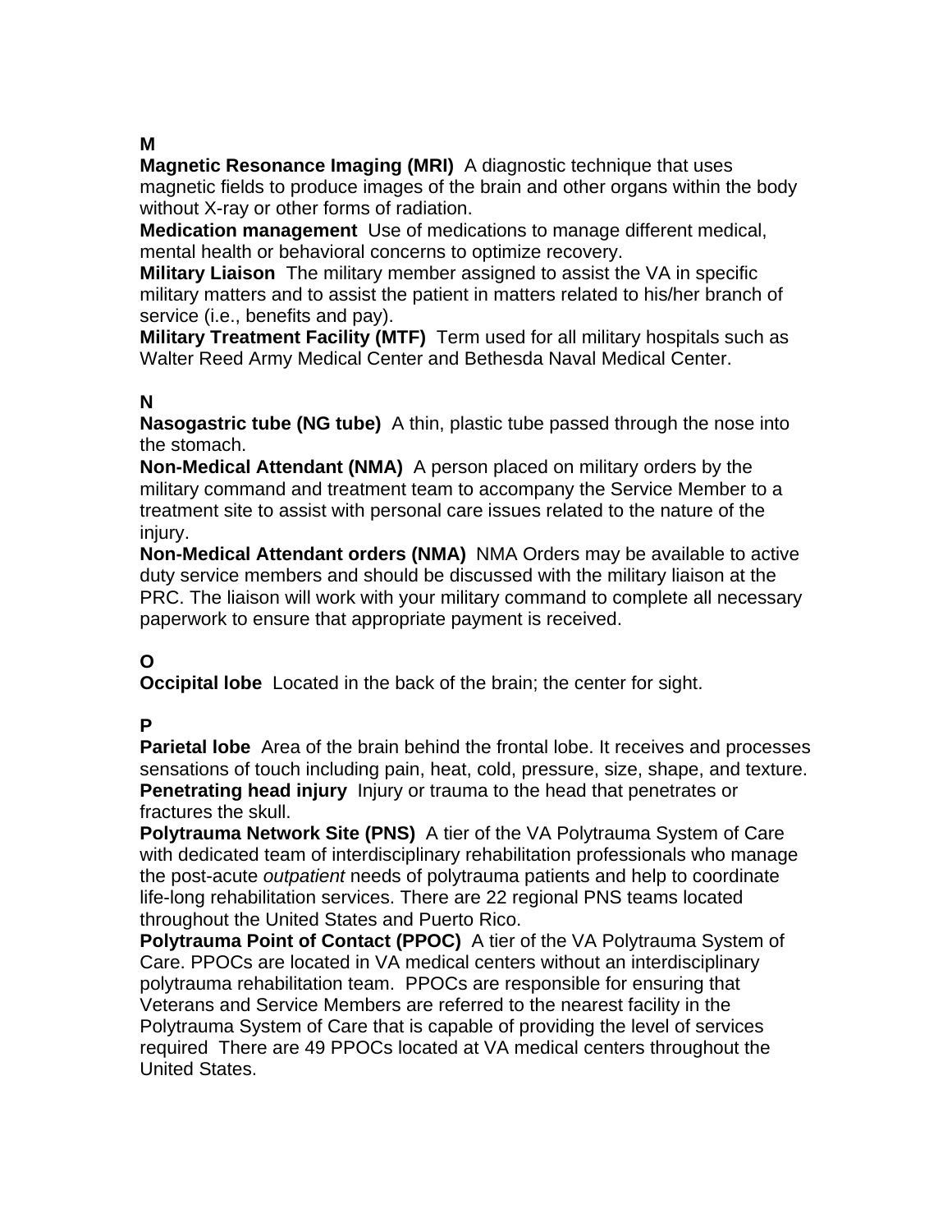## M

**Magnetic Resonance Imaging (MRI)** A diagnostic technique that uses magnetic fields to produce images of the brain and other organs within the body without X-ray or other forms of radiation.

**Medication management** Use of medications to manage different medical, mental health or behavioral concerns to optimize recovery.

**Military Liaison** The military member assigned to assist the VA in specific military matters and to assist the patient in matters related to his/her branch of service (i.e., benefits and pay).

**Military Treatment Facility (MTF)** Term used for all military hospitals such as Walter Reed Army Medical Center and Bethesda Naval Medical Center.

## N

**Nasogastric tube (NG tube)** A thin, plastic tube passed through the nose into the stomach.

**Non-Medical Attendant (NMA)** A person placed on military orders by the military command and treatment team to accompany the Service Member to a treatment site to assist with personal care issues related to the nature of the injury.

**Non-Medical Attendant orders (NMA)** NMA Orders may be available to active duty service members and should be discussed with the military liaison at the PRC. The liaison will work with your military command to complete all necessary paperwork to ensure that appropriate payment is received.

## O

**Occipital lobe** Located in the back of the brain; the center for sight.

## P

**Parietal lobe** Area of the brain behind the frontal lobe. It receives and processes sensations of touch including pain, heat, cold, pressure, size, shape, and texture.

**Penetrating head injury** Injury or trauma to the head that penetrates or fractures the skull.

**Polytrauma Network Site (PNS)** A tier of the VA Polytrauma System of Care with dedicated team of interdisciplinary rehabilitation professionals who manage the post-acute *outpatient* needs of polytrauma patients and help to coordinate life-long rehabilitation services. There are 22 regional PNS teams located throughout the United States and Puerto Rico.

**Polytrauma Point of Contact (PPOC)** A tier of the VA Polytrauma System of Care. PPOCs are located in VA medical centers without an interdisciplinary polytrauma rehabilitation team. PPOCs are responsible for ensuring that Veterans and Service Members are referred to the nearest facility in the Polytrauma System of Care that is capable of providing the level of services required There are 49 PPOCs located at VA medical centers throughout the United States.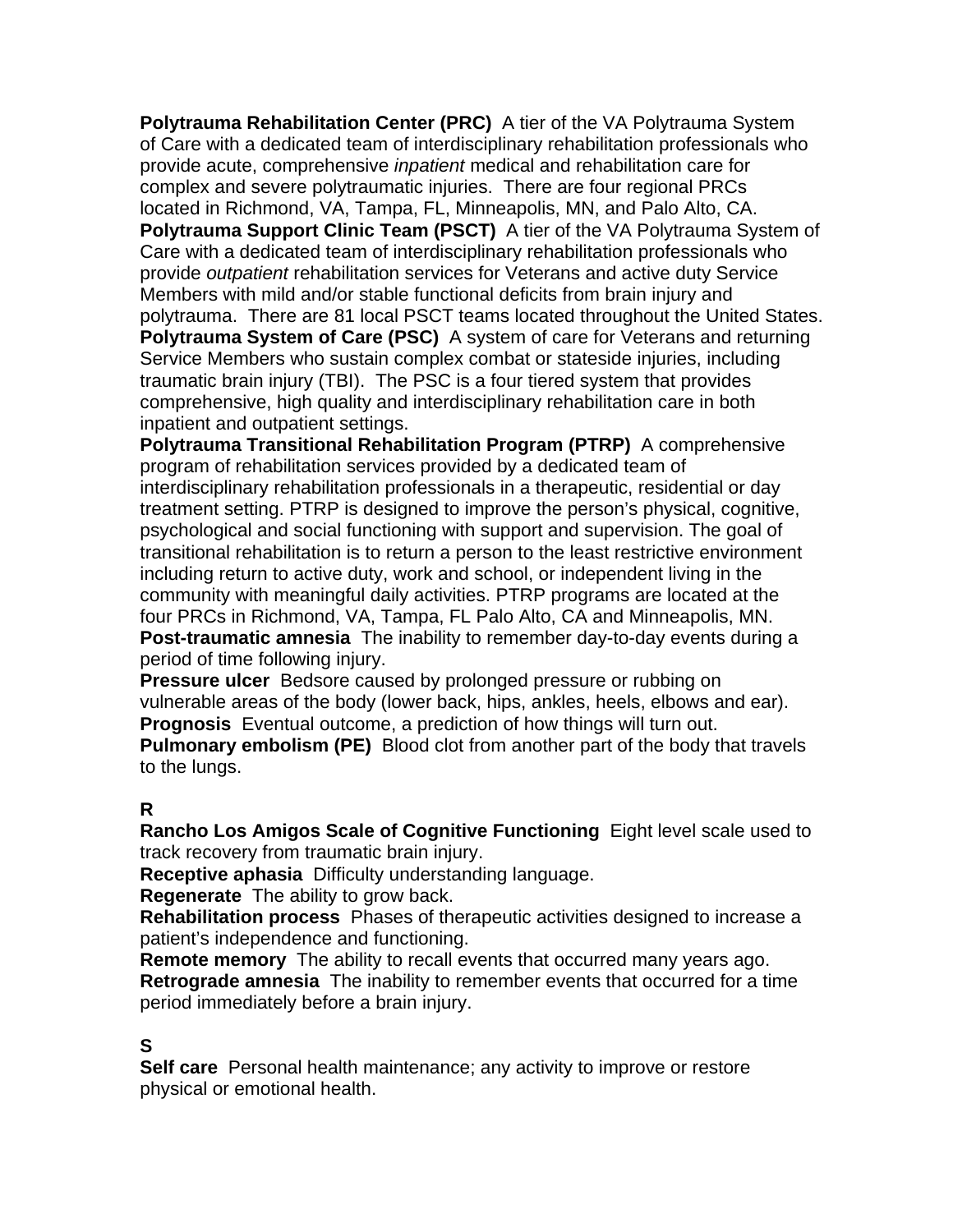**Polytrauma Rehabilitation Center (PRC)** A tier of the VA Polytrauma System of Care with a dedicated team of interdisciplinary rehabilitation professionals who provide acute, comprehensive *inpatient* medical and rehabilitation care for complex and severe polytraumatic injuries. There are four regional PRCs located in Richmond, VA, Tampa, FL, Minneapolis, MN, and Palo Alto, CA.

**Polytrauma Support Clinic Team (PSCT)** A tier of the VA Polytrauma System of Care with a dedicated team of interdisciplinary rehabilitation professionals who provide *outpatient* rehabilitation services for Veterans and active duty Service Members with mild and/or stable functional deficits from brain injury and polytrauma. There are 81 local PSCT teams located throughout the United States.

**Polytrauma System of Care (PSC)** A system of care for Veterans and returning Service Members who sustain complex combat or stateside injuries, including traumatic brain injury (TBI). The PSC is a four tiered system that provides comprehensive, high quality and interdisciplinary rehabilitation care in both inpatient and outpatient settings.

**Polytrauma Transitional Rehabilitation Program (PTRP)** A comprehensive program of rehabilitation services provided by a dedicated team of interdisciplinary rehabilitation professionals in a therapeutic, residential or day treatment setting. PTRP is designed to improve the person's physical, cognitive, psychological and social functioning with support and supervision. The goal of transitional rehabilitation is to return a person to the least restrictive environment including return to active duty, work and school, or independent living in the community with meaningful daily activities. PTRP programs are located at the four PRCs in Richmond, VA, Tampa, FL Palo Alto, CA and Minneapolis, MN.

**Post-traumatic amnesia** The inability to remember day-to-day events during a period of time following injury.

**Pressure ulcer** Bedsore caused by prolonged pressure or rubbing on vulnerable areas of the body (lower back, hips, ankles, heels, elbows and ear).

**Prognosis** Eventual outcome, a prediction of how things will turn out.

**Pulmonary embolism (PE)** Blood clot from another part of the body that travels to the lungs.

**R**

**Rancho Los Amigos Scale of Cognitive Functioning** Eight level scale used to track recovery from traumatic brain injury.

**Receptive aphasia** Difficulty understanding language.

**Regenerate** The ability to grow back.

**Rehabilitation process** Phases of therapeutic activities designed to increase a patient's independence and functioning.

**Remote memory** The ability to recall events that occurred many years ago.

**Retrograde amnesia** The inability to remember events that occurred for a time period immediately before a brain injury.

**S**

**Self care** Personal health maintenance; any activity to improve or restore physical or emotional health.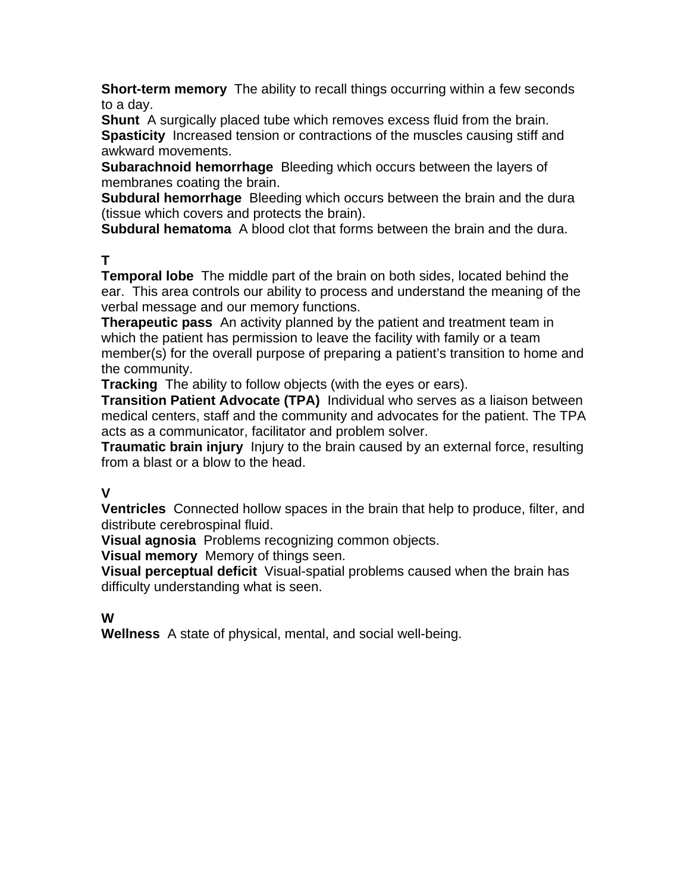**Short-term memory** The ability to recall things occurring within a few seconds to a day.
**Shunt** A surgically placed tube which removes excess fluid from the brain.
**Spasticity** Increased tension or contractions of the muscles causing stiff and awkward movements.
**Subarachnoid hemorrhage** Bleeding which occurs between the layers of membranes coating the brain.
**Subdural hemorrhage** Bleeding which occurs between the brain and the dura (tissue which covers and protects the brain).
**Subdural hematoma** A blood clot that forms between the brain and the dura.

**T**

**Temporal lobe** The middle part of the brain on both sides, located behind the ear. This area controls our ability to process and understand the meaning of the verbal message and our memory functions.
**Therapeutic pass** An activity planned by the patient and treatment team in which the patient has permission to leave the facility with family or a team member(s) for the overall purpose of preparing a patient's transition to home and the community.
**Tracking** The ability to follow objects (with the eyes or ears).
**Transition Patient Advocate (TPA)** Individual who serves as a liaison between medical centers, staff and the community and advocates for the patient. The TPA acts as a communicator, facilitator and problem solver.
**Traumatic brain injury** Injury to the brain caused by an external force, resulting from a blast or a blow to the head.

**V**

**Ventricles** Connected hollow spaces in the brain that help to produce, filter, and distribute cerebrospinal fluid.
**Visual agnosia** Problems recognizing common objects.
**Visual memory** Memory of things seen.
**Visual perceptual deficit** Visual-spatial problems caused when the brain has difficulty understanding what is seen.

**W**

**Wellness** A state of physical, mental, and social well-being.